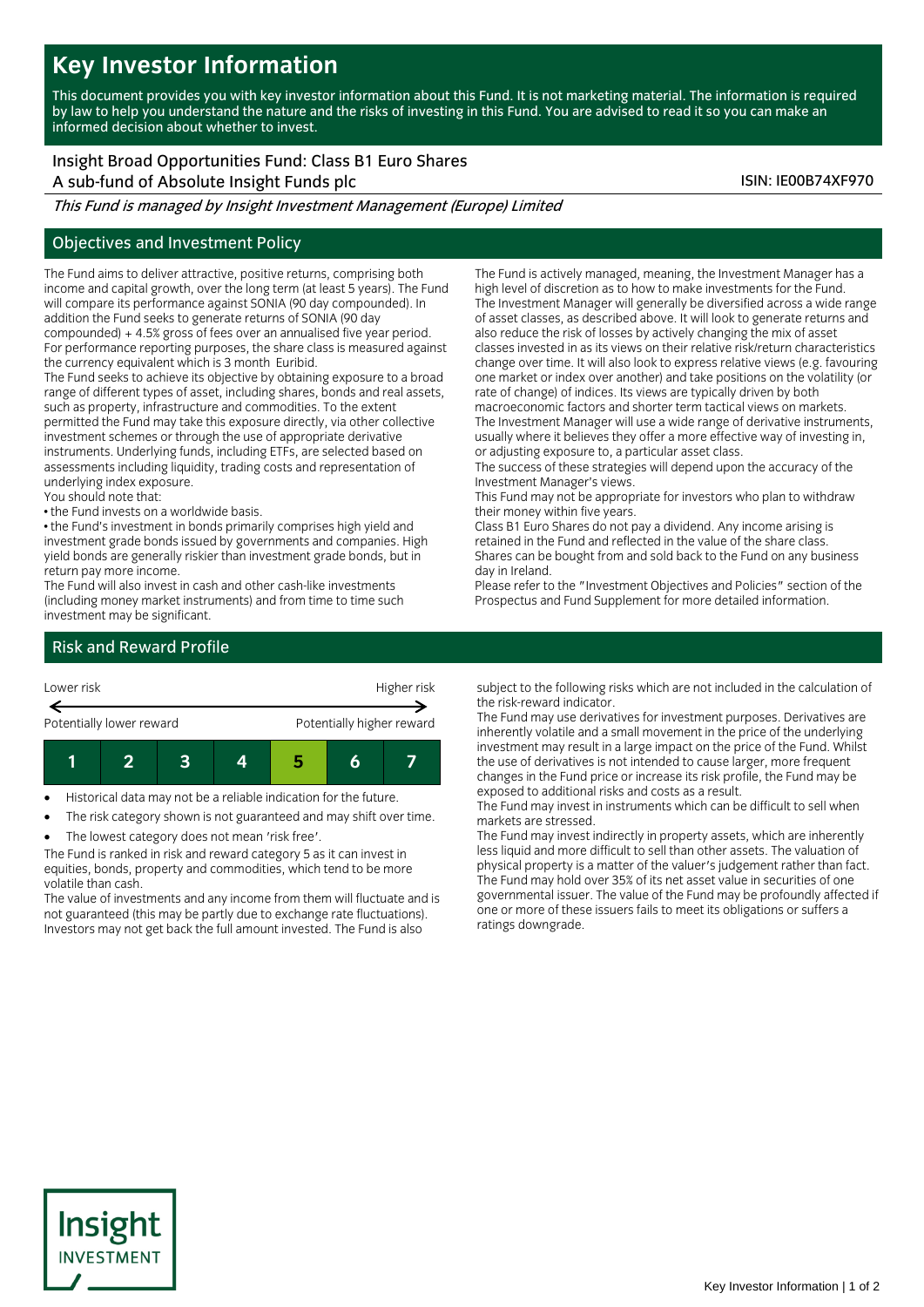# Key Investor Information

This document provides you with key investor information about this Fund. It is not marketing material. The information is required by law to help you understand the nature and the risks of investing in this Fund. You are advised to read it so you can make an informed decision about whether to invest.

Insight Broad Opportunities Fund: Class B1 Euro Shares
A sub-fund of Absolute Insight Funds plc

ISIN: IE00B74XF970

*This Fund is managed by Insight Investment Management (Europe) Limited*

## Objectives and Investment Policy

The Fund aims to deliver attractive, positive returns, comprising both income and capital growth, over the long term (at least 5 years). The Fund will compare its performance against SONIA (90 day compounded). In addition the Fund seeks to generate returns of SONIA (90 day compounded) + 4.5% gross of fees over an annualised five year period. For performance reporting purposes, the share class is measured against the currency equivalent which is 3 month Euribid.

The Fund seeks to achieve its objective by obtaining exposure to a broad range of different types of asset, including shares, bonds and real assets, such as property, infrastructure and commodities. To the extent permitted the Fund may take this exposure directly, via other collective investment schemes or through the use of appropriate derivative instruments. Underlying funds, including ETFs, are selected based on assessments including liquidity, trading costs and representation of underlying index exposure.

You should note that:

• the Fund invests on a worldwide basis.

• the Fund's investment in bonds primarily comprises high yield and investment grade bonds issued by governments and companies. High yield bonds are generally riskier than investment grade bonds, but in return pay more income.

The Fund will also invest in cash and other cash-like investments (including money market instruments) and from time to time such investment may be significant.

The Fund is actively managed, meaning, the Investment Manager has a high level of discretion as to how to make investments for the Fund. The Investment Manager will generally be diversified across a wide range of asset classes, as described above. It will look to generate returns and also reduce the risk of losses by actively changing the mix of asset classes invested in as its views on their relative risk/return characteristics change over time. It will also look to express relative views (e.g. favouring one market or index over another) and take positions on the volatility (or rate of change) of indices. Its views are typically driven by both macroeconomic factors and shorter term tactical views on markets.

The Investment Manager will use a wide range of derivative instruments, usually where it believes they offer a more effective way of investing in, or adjusting exposure to, a particular asset class.

The success of these strategies will depend upon the accuracy of the Investment Manager's views.

This Fund may not be appropriate for investors who plan to withdraw their money within five years.

Class B1 Euro Shares do not pay a dividend. Any income arising is retained in the Fund and reflected in the value of the share class.

Shares can be bought from and sold back to the Fund on any business day in Ireland.

Please refer to the "Investment Objectives and Policies" section of the Prospectus and Fund Supplement for more detailed information.

## Risk and Reward Profile

Lower risk — Higher risk

Potentially lower reward — Potentially higher reward

| 1 | 2 | 3 | 4 | **5** | 6 | 7 |
|---|---|---|---|---|---|---|

- Historical data may not be a reliable indication for the future.
- The risk category shown is not guaranteed and may shift over time.
- The lowest category does not mean 'risk free'.

The Fund is ranked in risk and reward category 5 as it can invest in equities, bonds, property and commodities, which tend to be more volatile than cash.

The value of investments and any income from them will fluctuate and is not guaranteed (this may be partly due to exchange rate fluctuations). Investors may not get back the full amount invested. The Fund is also subject to the following risks which are not included in the calculation of the risk-reward indicator.

The Fund may use derivatives for investment purposes. Derivatives are inherently volatile and a small movement in the price of the underlying investment may result in a large impact on the price of the Fund. Whilst the use of derivatives is not intended to cause larger, more frequent changes in the Fund price or increase its risk profile, the Fund may be exposed to additional risks and costs as a result.

The Fund may invest in instruments which can be difficult to sell when markets are stressed.

The Fund may invest indirectly in property assets, which are inherently less liquid and more difficult to sell than other assets. The valuation of physical property is a matter of the valuer's judgement rather than fact.

The Fund may hold over 35% of its net asset value in securities of one governmental issuer. The value of the Fund may be profoundly affected if one or more of these issuers fails to meet its obligations or suffers a ratings downgrade.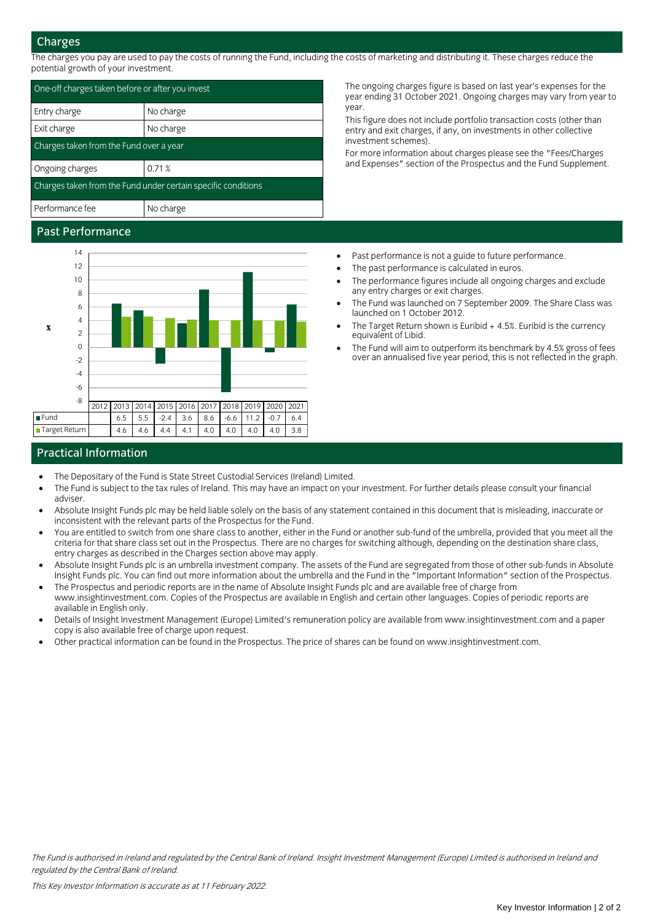## Charges

The charges you pay are used to pay the costs of running the Fund, including the costs of marketing and distributing it. These charges reduce the potential growth of your investment.

| One-off charges taken before or after you invest | |
|---|---|
| Entry charge | No charge |
| Exit charge | No charge |
| **Charges taken from the Fund over a year** | |
| Ongoing charges | 0.71 % |
| **Charges taken from the Fund under certain specific conditions** | |
| Performance fee | No charge |

The ongoing charges figure is based on last year's expenses for the year ending 31 October 2021. Ongoing charges may vary from year to year.

This figure does not include portfolio transaction costs (other than entry and exit charges, if any, on investments in other collective investment schemes).

For more information about charges please see the "Fees/Charges and Expenses" section of the Prospectus and the Fund Supplement.

## Past Performance

%

14
12
10
8
6
4
2
0
-2
-4
-6
-8

2012 2013 2014 2015 2016 2017 2018 2019 2020 2021

Fund: 6.5 5.5 -2.4 3.6 8.6 -6.6 11.2 -0.7 6.4

Target Return: 4.6 4.6 4.4 4.1 4.0 4.0 4.0 4.0 3.8

- Past performance is not a guide to future performance.
- The past performance is calculated in euros.
- The performance figures include all ongoing charges and exclude any entry charges or exit charges.
- The Fund was launched on 7 September 2009. The Share Class was launched on 1 October 2012.
- The Target Return shown is Euribid + 4.5%. Euribid is the currency equivalent of Libid.
- The Fund will aim to outperform its benchmark by 4.5% gross of fees over an annualised five year period, this is not reflected in the graph.

## Practical Information

- The Depositary of the Fund is State Street Custodial Services (Ireland) Limited.
- The Fund is subject to the tax rules of Ireland. This may have an impact on your investment. For further details please consult your financial adviser.
- Absolute Insight Funds plc may be held liable solely on the basis of any statement contained in this document that is misleading, inaccurate or inconsistent with the relevant parts of the Prospectus for the Fund.
- You are entitled to switch from one share class to another, either in the Fund or another sub-fund of the umbrella, provided that you meet all the criteria for that share class set out in the Prospectus. There are no charges for switching although, depending on the destination share class, entry charges as described in the Charges section above may apply.
- Absolute Insight Funds plc is an umbrella investment company. The assets of the Fund are segregated from those of other sub-funds in Absolute Insight Funds plc. You can find out more information about the umbrella and the Fund in the "Important Information" section of the Prospectus.
- The Prospectus and periodic reports are in the name of Absolute Insight Funds plc and are available free of charge from www.insightinvestment.com. Copies of the Prospectus are available in English and certain other languages. Copies of periodic reports are available in English only.
- Details of Insight Investment Management (Europe) Limited's remuneration policy are available from www.insightinvestment.com and a paper copy is also available free of charge upon request.
- Other practical information can be found in the Prospectus. The price of shares can be found on www.insightinvestment.com.

*The Fund is authorised in Ireland and regulated by the Central Bank of Ireland. Insight Investment Management (Europe) Limited is authorised in Ireland and regulated by the Central Bank of Ireland.*

*This Key Investor Information is accurate as at 11 February 2022.*